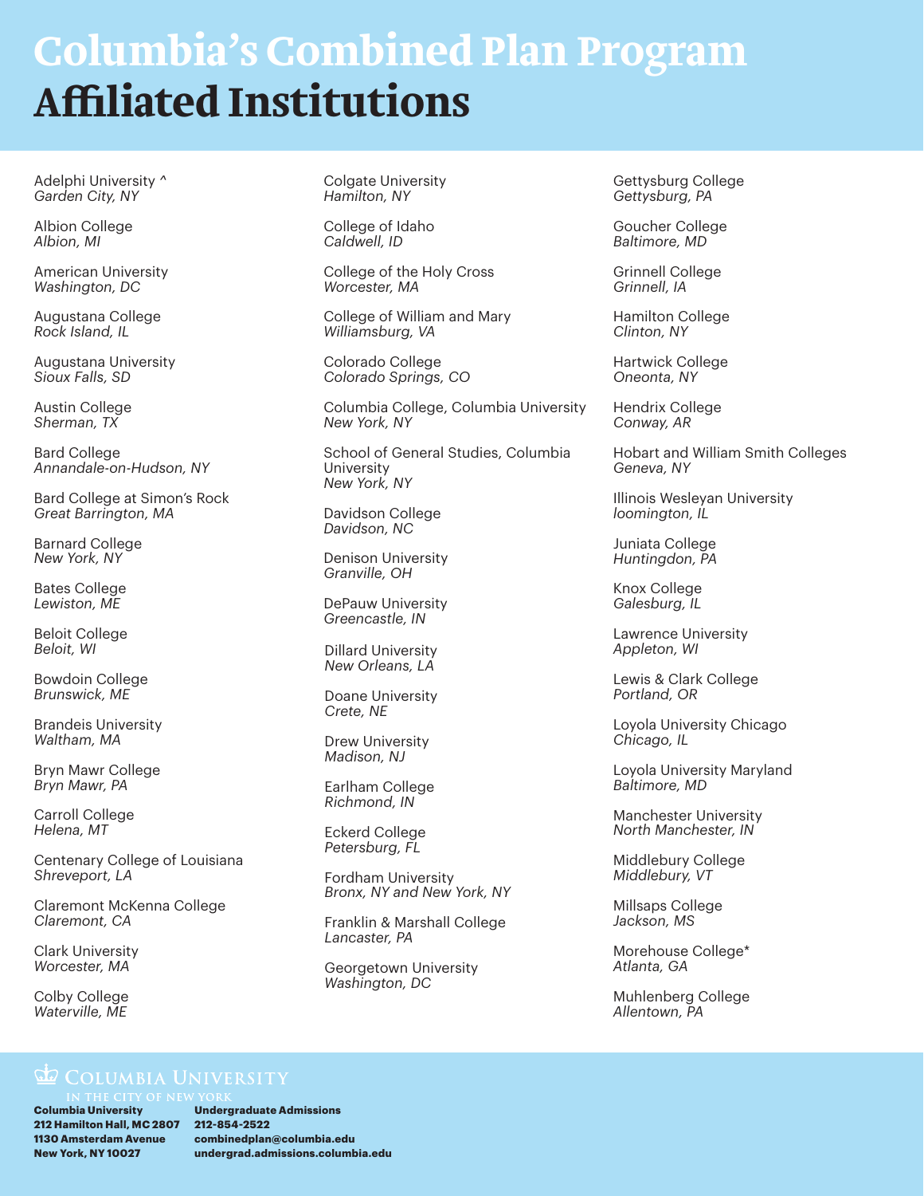# Columbia's Combined Plan Program
# Affiliated Institutions

Adelphi University ^
*Garden City, NY*

Albion College
*Albion, MI*

American University
*Washington, DC*

Augustana College
*Rock Island, IL*

Augustana University
*Sioux Falls, SD*

Austin College
*Sherman, TX*

Bard College
*Annandale-on-Hudson, NY*

Bard College at Simon's Rock
*Great Barrington, MA*

Barnard College
*New York, NY*

Bates College
*Lewiston, ME*

Beloit College
*Beloit, WI*

Bowdoin College
*Brunswick, ME*

Brandeis University
*Waltham, MA*

Bryn Mawr College
*Bryn Mawr, PA*

Carroll College
*Helena, MT*

Centenary College of Louisiana
*Shreveport, LA*

Claremont McKenna College
*Claremont, CA*

Clark University
*Worcester, MA*

Colby College
*Waterville, ME*

Colgate University
*Hamilton, NY*

College of Idaho
*Caldwell, ID*

College of the Holy Cross
*Worcester, MA*

College of William and Mary
*Williamsburg, VA*

Colorado College
*Colorado Springs, CO*

Columbia College, Columbia University
*New York, NY*

School of General Studies, Columbia University
*New York, NY*

Davidson College
*Davidson, NC*

Denison University
*Granville, OH*

DePauw University
*Greencastle, IN*

Dillard University
*New Orleans, LA*

Doane University
*Crete, NE*

Drew University
*Madison, NJ*

Earlham College
*Richmond, IN*

Eckerd College
*Petersburg, FL*

Fordham University
*Bronx, NY and New York, NY*

Franklin & Marshall College
*Lancaster, PA*

Georgetown University
*Washington, DC*

Gettysburg College
*Gettysburg, PA*

Goucher College
*Baltimore, MD*

Grinnell College
*Grinnell, IA*

Hamilton College
*Clinton, NY*

Hartwick College
*Oneonta, NY*

Hendrix College
*Conway, AR*

Hobart and William Smith Colleges
*Geneva, NY*

Illinois Wesleyan University
*loomington, IL*

Juniata College
*Huntingdon, PA*

Knox College
*Galesburg, IL*

Lawrence University
*Appleton, WI*

Lewis & Clark College
*Portland, OR*

Loyola University Chicago
*Chicago, IL*

Loyola University Maryland
*Baltimore, MD*

Manchester University
*North Manchester, IN*

Middlebury College
*Middlebury, VT*

Millsaps College
*Jackson, MS*

Morehouse College*
*Atlanta, GA*

Muhlenberg College
*Allentown, PA*

Columbia University in the City of New York

**Columbia University**
**212 Hamilton Hall, MC 2807**
**1130 Amsterdam Avenue**
**New York, NY 10027**

**Undergraduate Admissions**
**212-854-2522**
**combinedplan@columbia.edu**
**undergrad.admissions.columbia.edu**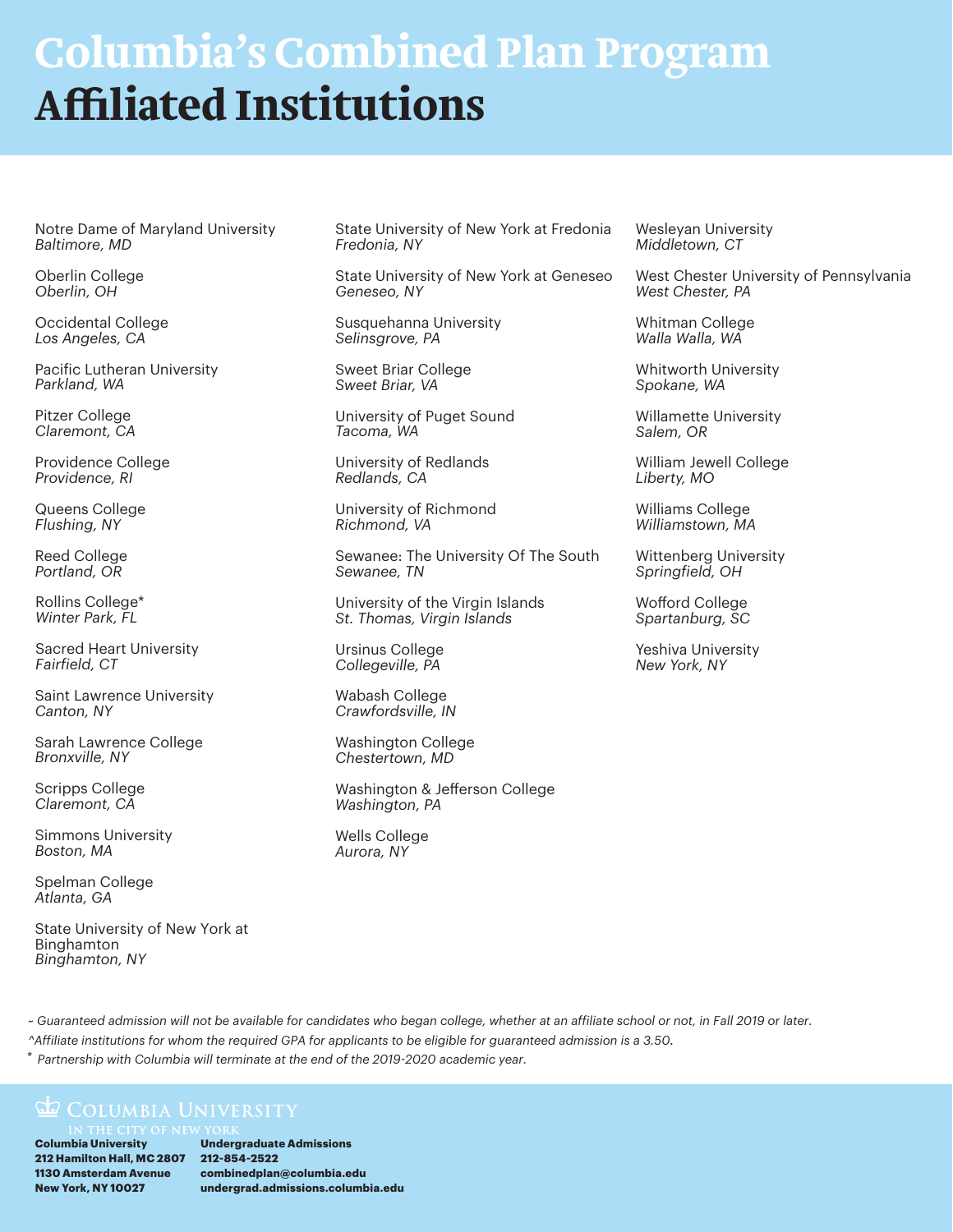# Columbia's Combined Plan Program
## Affiliated Institutions

Notre Dame of Maryland University
*Baltimore, MD*

Oberlin College
*Oberlin, OH*

Occidental College
*Los Angeles, CA*

Pacific Lutheran University
*Parkland, WA*

Pitzer College
*Claremont, CA*

Providence College
*Providence, RI*

Queens College
*Flushing, NY*

Reed College
*Portland, OR*

Rollins College*
*Winter Park, FL*

Sacred Heart University
*Fairfield, CT*

Saint Lawrence University
*Canton, NY*

Sarah Lawrence College
*Bronxville, NY*

Scripps College
*Claremont, CA*

Simmons University
*Boston, MA*

Spelman College
*Atlanta, GA*

State University of New York at Binghamton
*Binghamton, NY*

State University of New York at Fredonia
*Fredonia, NY*

State University of New York at Geneseo
*Geneseo, NY*

Susquehanna University
*Selinsgrove, PA*

Sweet Briar College
*Sweet Briar, VA*

University of Puget Sound
*Tacoma, WA*

University of Redlands
*Redlands, CA*

University of Richmond
*Richmond, VA*

Sewanee: The University Of The South
*Sewanee, TN*

University of the Virgin Islands
*St. Thomas, Virgin Islands*

Ursinus College
*Collegeville, PA*

Wabash College
*Crawfordsville, IN*

Washington College
*Chestertown, MD*

Washington & Jefferson College
*Washington, PA*

Wells College
*Aurora, NY*

Wesleyan University
*Middletown, CT*

West Chester University of Pennsylvania
*West Chester, PA*

Whitman College
*Walla Walla, WA*

Whitworth University
*Spokane, WA*

Willamette University
*Salem, OR*

William Jewell College
*Liberty, MO*

Williams College
*Williamstown, MA*

Wittenberg University
*Springfield, OH*

Wofford College
*Spartanburg, SC*

Yeshiva University
*New York, NY*

*~ Guaranteed admission will not be available for candidates who began college, whether at an affiliate school or not, in Fall 2019 or later.*

*^Affiliate institutions for whom the required GPA for applicants to be eligible for guaranteed admission is a 3.50.*

*\* Partnership with Columbia will terminate at the end of the 2019-2020 academic year.*

Columbia University
In the City of New York

**Columbia University**
**212 Hamilton Hall, MC 2807**
**1130 Amsterdam Avenue**
**New York, NY 10027**

**Undergraduate Admissions**
**212-854-2522**
**combinedplan@columbia.edu**
**undergrad.admissions.columbia.edu**